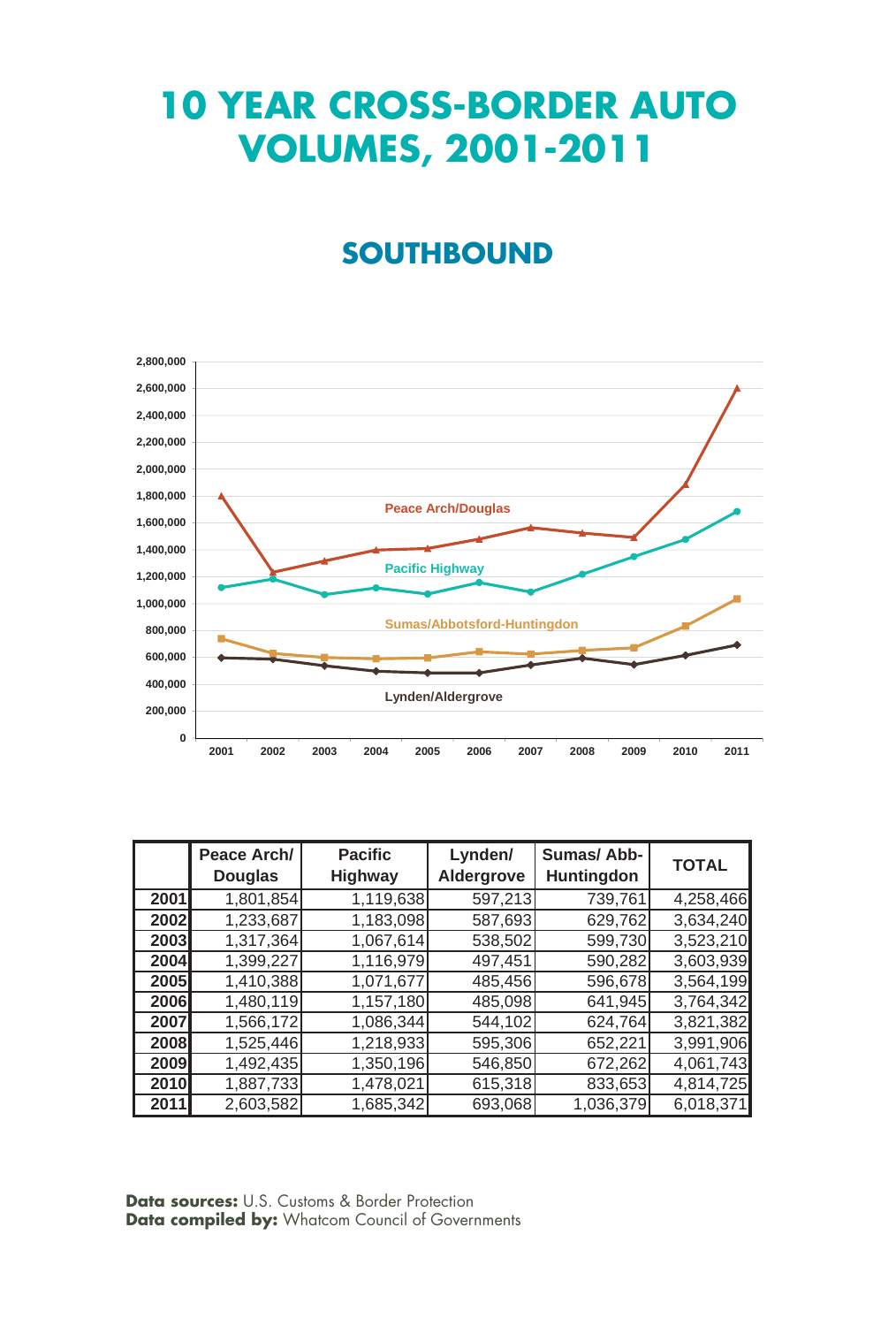# 10 YEAR CROSS-BORDER AUTO VOLUMES, 2001-2011

## SOUTHBOUND

|  | Peace Arch/ Douglas | Pacific Highway | Lynden/ Aldergrove | Sumas/ Abb-Huntingdon | TOTAL |
|---|---|---|---|---|---|
| 2001 | 1,801,854 | 1,119,638 | 597,213 | 739,761 | 4,258,466 |
| 2002 | 1,233,687 | 1,183,098 | 587,693 | 629,762 | 3,634,240 |
| 2003 | 1,317,364 | 1,067,614 | 538,502 | 599,730 | 3,523,210 |
| 2004 | 1,399,227 | 1,116,979 | 497,451 | 590,282 | 3,603,939 |
| 2005 | 1,410,388 | 1,071,677 | 485,456 | 596,678 | 3,564,199 |
| 2006 | 1,480,119 | 1,157,180 | 485,098 | 641,945 | 3,764,342 |
| 2007 | 1,566,172 | 1,086,344 | 544,102 | 624,764 | 3,821,382 |
| 2008 | 1,525,446 | 1,218,933 | 595,306 | 652,221 | 3,991,906 |
| 2009 | 1,492,435 | 1,350,196 | 546,850 | 672,262 | 4,061,743 |
| 2010 | 1,887,733 | 1,478,021 | 615,318 | 833,653 | 4,814,725 |
| 2011 | 2,603,582 | 1,685,342 | 693,068 | 1,036,379 | 6,018,371 |

**Data sources:** U.S. Customs & Border Protection
**Data compiled by:** Whatcom Council of Governments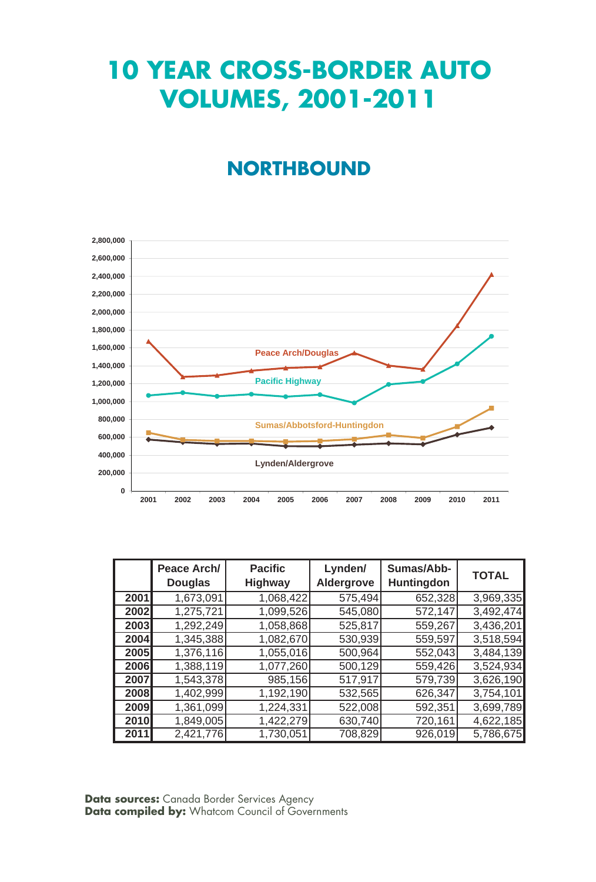# 10 YEAR CROSS-BORDER AUTO VOLUMES, 2001-2011

## NORTHBOUND

2,800,000
2,600,000
2,400,000
2,200,000
2,000,000
1,800,000
1,600,000
1,400,000
1,200,000
1,000,000
800,000
600,000
400,000
200,000
0

Peace Arch/Douglas
Pacific Highway
Sumas/Abbotsford-Huntingdon
Lynden/Aldergrove

2001 2002 2003 2004 2005 2006 2007 2008 2009 2010 2011

| | Peace Arch/ Douglas | Pacific Highway | Lynden/ Aldergrove | Sumas/Abb- Huntingdon | TOTAL |
|---|---|---|---|---|---|
| 2001 | 1,673,091 | 1,068,422 | 575,494 | 652,328 | 3,969,335 |
| 2002 | 1,275,721 | 1,099,526 | 545,080 | 572,147 | 3,492,474 |
| 2003 | 1,292,249 | 1,058,868 | 525,817 | 559,267 | 3,436,201 |
| 2004 | 1,345,388 | 1,082,670 | 530,939 | 559,597 | 3,518,594 |
| 2005 | 1,376,116 | 1,055,016 | 500,964 | 552,043 | 3,484,139 |
| 2006 | 1,388,119 | 1,077,260 | 500,129 | 559,426 | 3,524,934 |
| 2007 | 1,543,378 | 985,156 | 517,917 | 579,739 | 3,626,190 |
| 2008 | 1,402,999 | 1,192,190 | 532,565 | 626,347 | 3,754,101 |
| 2009 | 1,361,099 | 1,224,331 | 522,008 | 592,351 | 3,699,789 |
| 2010 | 1,849,005 | 1,422,279 | 630,740 | 720,161 | 4,622,185 |
| 2011 | 2,421,776 | 1,730,051 | 708,829 | 926,019 | 5,786,675 |

**Data sources:** Canada Border Services Agency
**Data compiled by:** Whatcom Council of Governments